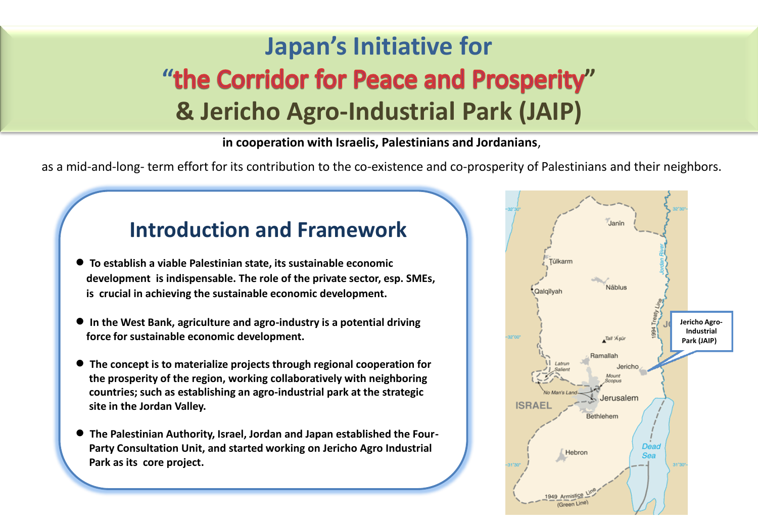# Japan's Initiative for "the Corridor for Peace and Prosperity" & Jericho Agro-Industrial Park (JAIP)

**in cooperation with Israelis, Palestinians and Jordanians**,

as a mid-and-long- term effort for its contribution to the co-existence and co-prosperity of Palestinians and their neighbors.

## Introduction and Framework

- **To establish a viable Palestinian state, its sustainable economic development is indispensable. The role of the private sector, esp. SMEs, is crucial in achieving the sustainable economic development.**
- **In the West Bank, agriculture and agro-industry is a potential driving force for sustainable economic development.**
- **The concept is to materialize projects through regional cooperation for the prosperity of the region, working collaboratively with neighboring countries; such as establishing an agro-industrial park at the strategic site in the Jordan Valley.**
- **The Palestinian Authority, Israel, Jordan and Japan established the Four-Party Consultation Unit, and started working on Jericho Agro Industrial Park as its core project.**

**Jericho Agro-Industrial Park (JAIP)**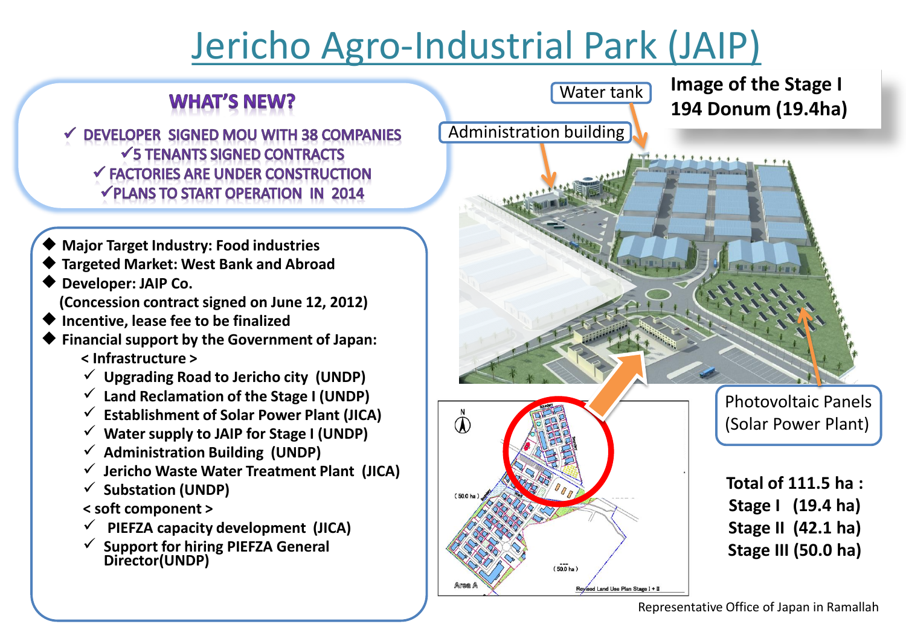# Jericho Agro-Industrial Park (JAIP)

## WHAT'S NEW?

- ✓ DEVELOPER SIGNED MOU WITH 38 COMPANIES
- ✓ 5 TENANTS SIGNED CONTRACTS
- ✓ FACTORIES ARE UNDER CONSTRUCTION
- ✓ PLANS TO START OPERATION IN 2014

- **Major Target Industry: Food industries**
- **Targeted Market: West Bank and Abroad**
- **Developer: JAIP Co.**
  **(Concession contract signed on June 12, 2012)**
- **Incentive, lease fee to be finalized**
- **Financial support by the Government of Japan:**
  - **< Infrastructure >**
    - ✓ **Upgrading Road to Jericho city (UNDP)**
    - ✓ **Land Reclamation of the Stage I (UNDP)**
    - ✓ **Establishment of Solar Power Plant (JICA)**
    - ✓ **Water supply to JAIP for Stage I (UNDP)**
    - ✓ **Administration Building (UNDP)**
    - ✓ **Jericho Waste Water Treatment Plant (JICA)**
    - ✓ **Substation (UNDP)**
  - **< soft component >**
    - ✓ **PIEFZA capacity development (JICA)**
    - ✓ **Support for hiring PIEFZA General Director(UNDP)**

**Image of the Stage I**
**194 Donum (19.4ha)**

Water tank

Administration building

Photovoltaic Panels (Solar Power Plant)

( 50.0 ha )

( 50.0 ha )

Area A

Revised Land Use Plan Stage I + II

**Total of 111.5 ha :**
**Stage I (19.4 ha)**
**Stage II (42.1 ha)**
**Stage III (50.0 ha)**

Representative Office of Japan in Ramallah